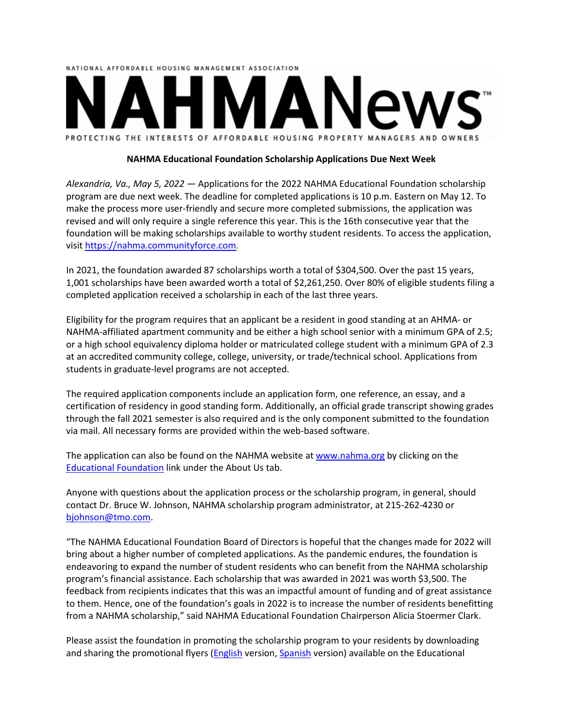NATIONAL AFFORDABLE HOUSING MANAGEMENT ASSOCIATION

# NAHMANews™

PROTECTING THE INTERESTS OF AFFORDABLE HOUSING PROPERTY MANAGERS AND OWNERS

**NAHMA Educational Foundation Scholarship Applications Due Next Week**

*Alexandria, Va., May 5, 2022* — Applications for the 2022 NAHMA Educational Foundation scholarship program are due next week. The deadline for completed applications is 10 p.m. Eastern on May 12. To make the process more user-friendly and secure more completed submissions, the application was revised and will only require a single reference this year. This is the 16th consecutive year that the foundation will be making scholarships available to worthy student residents. To access the application, visit [https://nahma.communityforce.com](https://nahma.communityforce.com).

In 2021, the foundation awarded 87 scholarships worth a total of $304,500. Over the past 15 years, 1,001 scholarships have been awarded worth a total of $2,261,250. Over 80% of eligible students filing a completed application received a scholarship in each of the last three years.

Eligibility for the program requires that an applicant be a resident in good standing at an AHMA- or NAHMA-affiliated apartment community and be either a high school senior with a minimum GPA of 2.5; or a high school equivalency diploma holder or matriculated college student with a minimum GPA of 2.3 at an accredited community college, college, university, or trade/technical school. Applications from students in graduate-level programs are not accepted.

The required application components include an application form, one reference, an essay, and a certification of residency in good standing form. Additionally, an official grade transcript showing grades through the fall 2021 semester is also required and is the only component submitted to the foundation via mail. All necessary forms are provided within the web-based software.

The application can also be found on the NAHMA website at [www.nahma.org](www.nahma.org) by clicking on the Educational Foundation link under the About Us tab.

Anyone with questions about the application process or the scholarship program, in general, should contact Dr. Bruce W. Johnson, NAHMA scholarship program administrator, at 215-262-4230 or [bjohnson@tmo.com](mailto:bjohnson@tmo.com).

"The NAHMA Educational Foundation Board of Directors is hopeful that the changes made for 2022 will bring about a higher number of completed applications. As the pandemic endures, the foundation is endeavoring to expand the number of student residents who can benefit from the NAHMA scholarship program's financial assistance. Each scholarship that was awarded in 2021 was worth $3,500. The feedback from recipients indicates that this was an impactful amount of funding and of great assistance to them. Hence, one of the foundation's goals in 2022 is to increase the number of residents benefitting from a NAHMA scholarship," said NAHMA Educational Foundation Chairperson Alicia Stoermer Clark.

Please assist the foundation in promoting the scholarship program to your residents by downloading and sharing the promotional flyers (English version, Spanish version) available on the Educational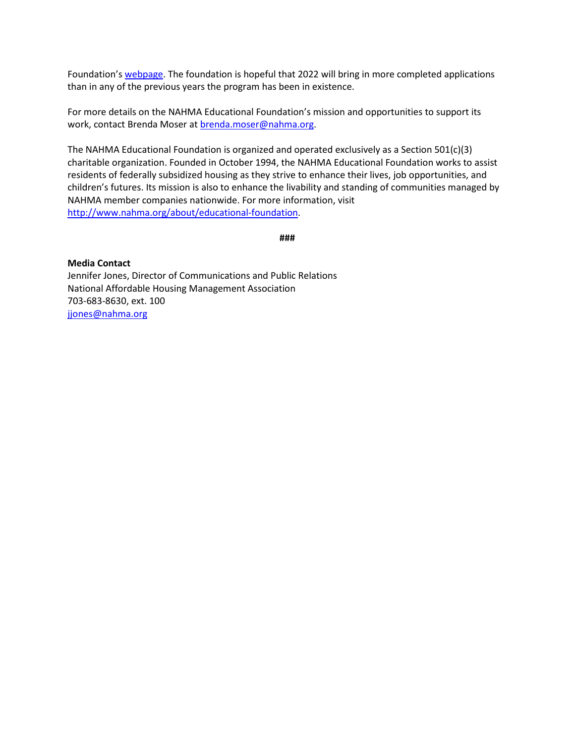Foundation's webpage. The foundation is hopeful that 2022 will bring in more completed applications than in any of the previous years the program has been in existence.

For more details on the NAHMA Educational Foundation's mission and opportunities to support its work, contact Brenda Moser at brenda.moser@nahma.org.

The NAHMA Educational Foundation is organized and operated exclusively as a Section 501(c)(3) charitable organization. Founded in October 1994, the NAHMA Educational Foundation works to assist residents of federally subsidized housing as they strive to enhance their lives, job opportunities, and children's futures. Its mission is also to enhance the livability and standing of communities managed by NAHMA member companies nationwide. For more information, visit http://www.nahma.org/about/educational-foundation.

###

**Media Contact**
Jennifer Jones, Director of Communications and Public Relations
National Affordable Housing Management Association
703-683-8630, ext. 100
jjones@nahma.org